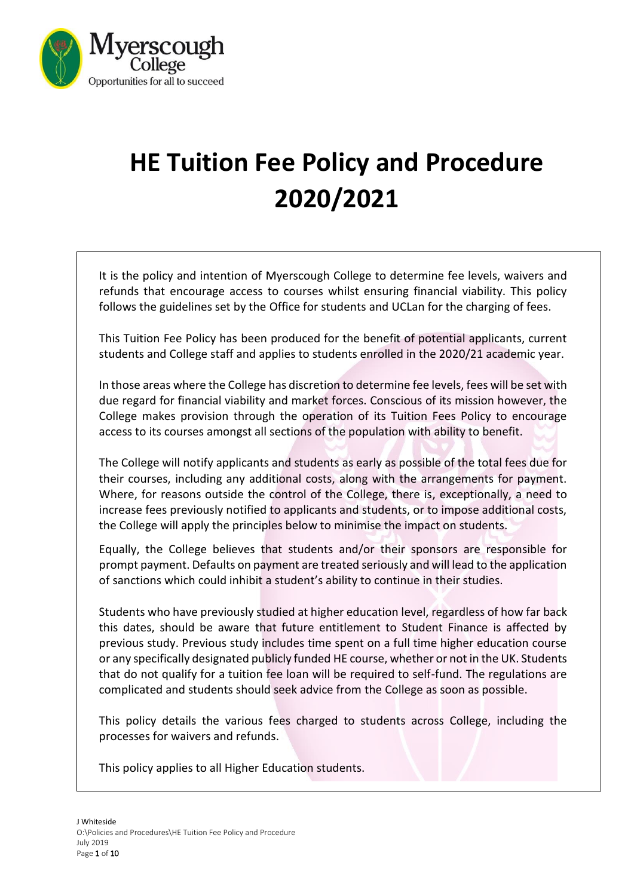# HE Tuition Fee Policy and Procedure 2020/2021

It is the policy and intention of Myerscough College to determine fee levels, waivers and refunds that encourage access to courses whilst ensuring financial viability. This policy follows the guidelines set by the Office for students and UCLan for the charging of fees.

This Tuition Fee Policy has been produced for the benefit of potential applicants, current students and College staff and applies to students enrolled in the 2020/21 academic year.

In those areas where the College has discretion to determine fee levels, fees will be set with due regard for financial viability and market forces. Conscious of its mission however, the College makes provision through the operation of its Tuition Fees Policy to encourage access to its courses amongst all sections of the population with ability to benefit.

The College will notify applicants and students as early as possible of the total fees due for their courses, including any additional costs, along with the arrangements for payment. Where, for reasons outside the control of the College, there is, exceptionally, a need to increase fees previously notified to applicants and students, or to impose additional costs, the College will apply the principles below to minimise the impact on students.

Equally, the College believes that students and/or their sponsors are responsible for prompt payment. Defaults on payment are treated seriously and will lead to the application of sanctions which could inhibit a student's ability to continue in their studies.

Students who have previously studied at higher education level, regardless of how far back this dates, should be aware that future entitlement to Student Finance is affected by previous study. Previous study includes time spent on a full time higher education course or any specifically designated publicly funded HE course, whether or not in the UK. Students that do not qualify for a tuition fee loan will be required to self-fund. The regulations are complicated and students should seek advice from the College as soon as possible.

This policy details the various fees charged to students across College, including the processes for waivers and refunds.

This policy applies to all Higher Education students.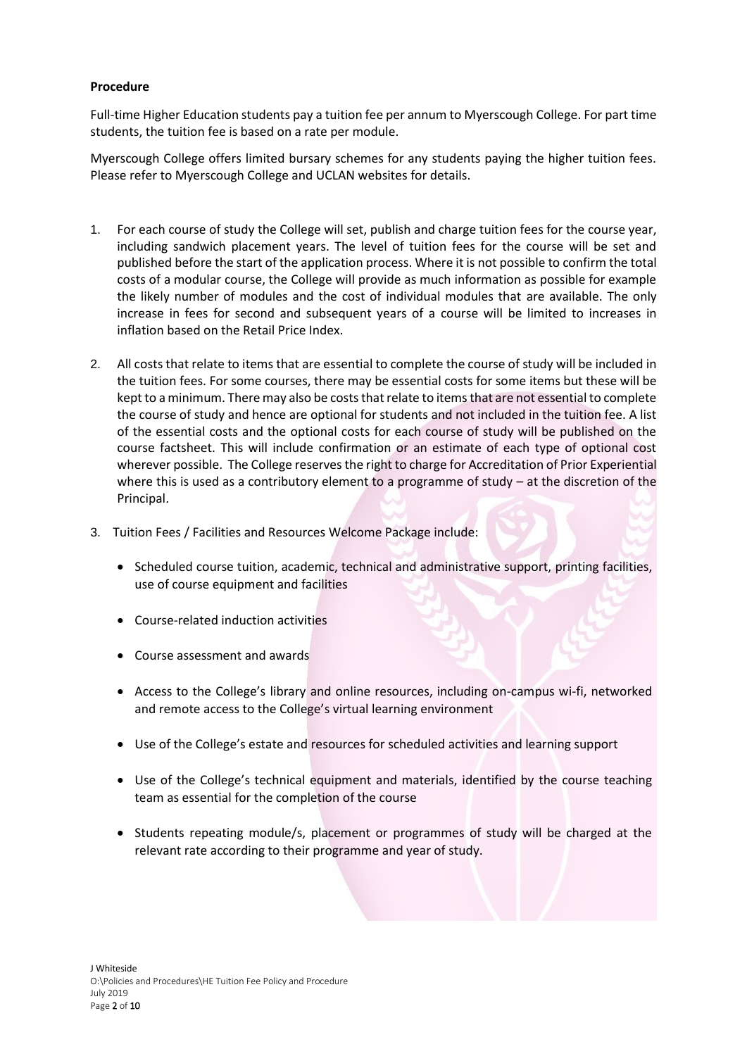**Procedure**

Full-time Higher Education students pay a tuition fee per annum to Myerscough College. For part time students, the tuition fee is based on a rate per module.

Myerscough College offers limited bursary schemes for any students paying the higher tuition fees. Please refer to Myerscough College and UCLAN websites for details.

1. For each course of study the College will set, publish and charge tuition fees for the course year, including sandwich placement years. The level of tuition fees for the course will be set and published before the start of the application process. Where it is not possible to confirm the total costs of a modular course, the College will provide as much information as possible for example the likely number of modules and the cost of individual modules that are available. The only increase in fees for second and subsequent years of a course will be limited to increases in inflation based on the Retail Price Index.

2. All costs that relate to items that are essential to complete the course of study will be included in the tuition fees. For some courses, there may be essential costs for some items but these will be kept to a minimum. There may also be costs that relate to items that are not essential to complete the course of study and hence are optional for students and not included in the tuition fee. A list of the essential costs and the optional costs for each course of study will be published on the course factsheet. This will include confirmation or an estimate of each type of optional cost wherever possible. The College reserves the right to charge for Accreditation of Prior Experiential where this is used as a contributory element to a programme of study – at the discretion of the Principal.

3. Tuition Fees / Facilities and Resources Welcome Package include:

   - Scheduled course tuition, academic, technical and administrative support, printing facilities, use of course equipment and facilities
   - Course-related induction activities
   - Course assessment and awards
   - Access to the College's library and online resources, including on-campus wi-fi, networked and remote access to the College's virtual learning environment
   - Use of the College's estate and resources for scheduled activities and learning support
   - Use of the College's technical equipment and materials, identified by the course teaching team as essential for the completion of the course
   - Students repeating module/s, placement or programmes of study will be charged at the relevant rate according to their programme and year of study.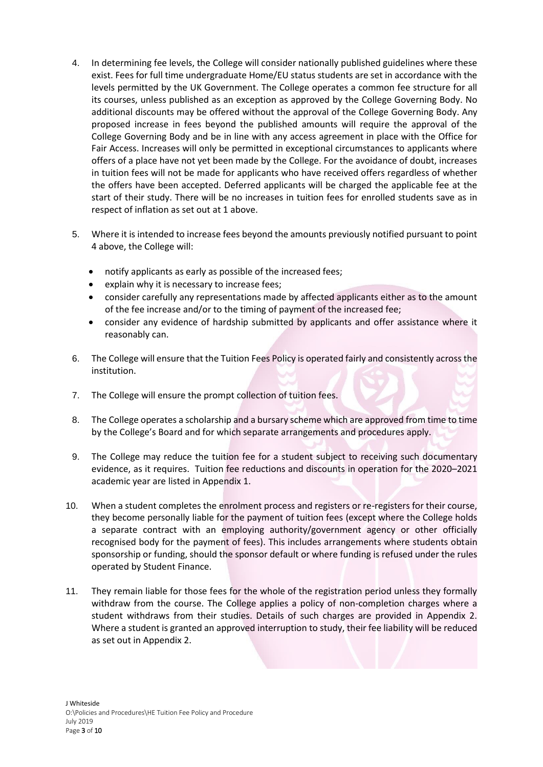4. In determining fee levels, the College will consider nationally published guidelines where these exist. Fees for full time undergraduate Home/EU status students are set in accordance with the levels permitted by the UK Government. The College operates a common fee structure for all its courses, unless published as an exception as approved by the College Governing Body. No additional discounts may be offered without the approval of the College Governing Body. Any proposed increase in fees beyond the published amounts will require the approval of the College Governing Body and be in line with any access agreement in place with the Office for Fair Access. Increases will only be permitted in exceptional circumstances to applicants where offers of a place have not yet been made by the College. For the avoidance of doubt, increases in tuition fees will not be made for applicants who have received offers regardless of whether the offers have been accepted. Deferred applicants will be charged the applicable fee at the start of their study. There will be no increases in tuition fees for enrolled students save as in respect of inflation as set out at 1 above.

5. Where it is intended to increase fees beyond the amounts previously notified pursuant to point 4 above, the College will:

   - notify applicants as early as possible of the increased fees;
   - explain why it is necessary to increase fees;
   - consider carefully any representations made by affected applicants either as to the amount of the fee increase and/or to the timing of payment of the increased fee;
   - consider any evidence of hardship submitted by applicants and offer assistance where it reasonably can.

6. The College will ensure that the Tuition Fees Policy is operated fairly and consistently across the institution.

7. The College will ensure the prompt collection of tuition fees.

8. The College operates a scholarship and a bursary scheme which are approved from time to time by the College's Board and for which separate arrangements and procedures apply.

9. The College may reduce the tuition fee for a student subject to receiving such documentary evidence, as it requires. Tuition fee reductions and discounts in operation for the 2020–2021 academic year are listed in Appendix 1.

10. When a student completes the enrolment process and registers or re-registers for their course, they become personally liable for the payment of tuition fees (except where the College holds a separate contract with an employing authority/government agency or other officially recognised body for the payment of fees). This includes arrangements where students obtain sponsorship or funding, should the sponsor default or where funding is refused under the rules operated by Student Finance.

11. They remain liable for those fees for the whole of the registration period unless they formally withdraw from the course. The College applies a policy of non-completion charges where a student withdraws from their studies. Details of such charges are provided in Appendix 2. Where a student is granted an approved interruption to study, their fee liability will be reduced as set out in Appendix 2.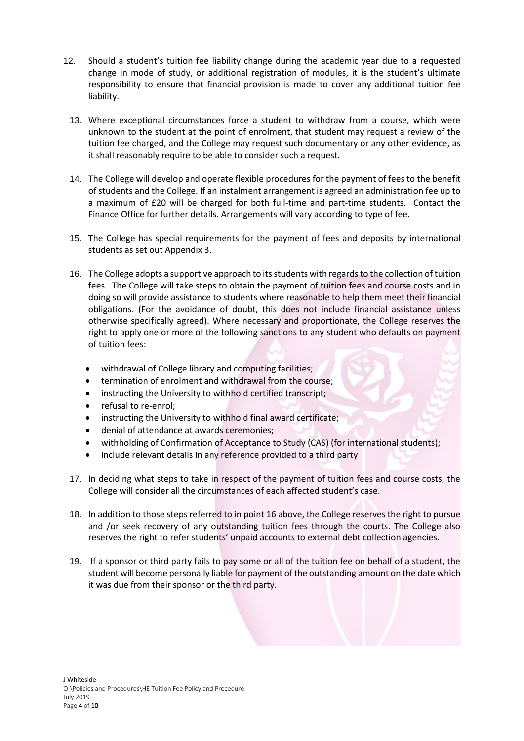12. Should a student's tuition fee liability change during the academic year due to a requested change in mode of study, or additional registration of modules, it is the student's ultimate responsibility to ensure that financial provision is made to cover any additional tuition fee liability.

13. Where exceptional circumstances force a student to withdraw from a course, which were unknown to the student at the point of enrolment, that student may request a review of the tuition fee charged, and the College may request such documentary or any other evidence, as it shall reasonably require to be able to consider such a request.

14. The College will develop and operate flexible procedures for the payment of fees to the benefit of students and the College. If an instalment arrangement is agreed an administration fee up to a maximum of £20 will be charged for both full-time and part-time students. Contact the Finance Office for further details. Arrangements will vary according to type of fee.

15. The College has special requirements for the payment of fees and deposits by international students as set out Appendix 3.

16. The College adopts a supportive approach to its students with regards to the collection of tuition fees. The College will take steps to obtain the payment of tuition fees and course costs and in doing so will provide assistance to students where reasonable to help them meet their financial obligations. (For the avoidance of doubt, this does not include financial assistance unless otherwise specifically agreed). Where necessary and proportionate, the College reserves the right to apply one or more of the following sanctions to any student who defaults on payment of tuition fees:

    - withdrawal of College library and computing facilities;
    - termination of enrolment and withdrawal from the course;
    - instructing the University to withhold certified transcript;
    - refusal to re-enrol;
    - instructing the University to withhold final award certificate;
    - denial of attendance at awards ceremonies;
    - withholding of Confirmation of Acceptance to Study (CAS) (for international students);
    - include relevant details in any reference provided to a third party

17. In deciding what steps to take in respect of the payment of tuition fees and course costs, the College will consider all the circumstances of each affected student's case.

18. In addition to those steps referred to in point 16 above, the College reserves the right to pursue and /or seek recovery of any outstanding tuition fees through the courts. The College also reserves the right to refer students' unpaid accounts to external debt collection agencies.

19. If a sponsor or third party fails to pay some or all of the tuition fee on behalf of a student, the student will become personally liable for payment of the outstanding amount on the date which it was due from their sponsor or the third party.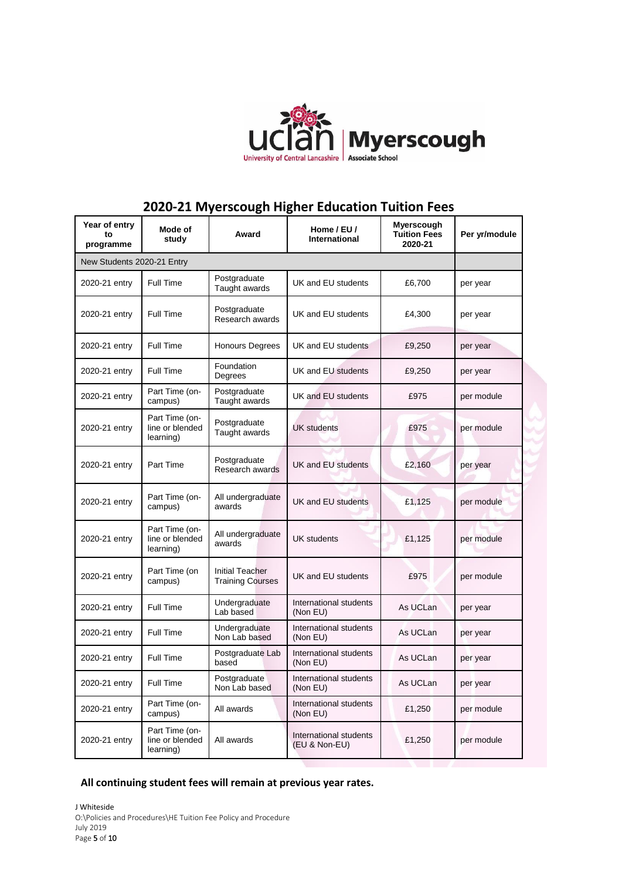# 2020-21 Myerscough Higher Education Tuition Fees

| Year of entry to programme | Mode of study | Award | Home / EU / International | Myerscough Tuition Fees 2020-21 | Per yr/module |
|---|---|---|---|---|---|
| New Students 2020-21 Entry | | | | | |
| 2020-21 entry | Full Time | Postgraduate Taught awards | UK and EU students | £6,700 | per year |
| 2020-21 entry | Full Time | Postgraduate Research awards | UK and EU students | £4,300 | per year |
| 2020-21 entry | Full Time | Honours Degrees | UK and EU students | £9,250 | per year |
| 2020-21 entry | Full Time | Foundation Degrees | UK and EU students | £9,250 | per year |
| 2020-21 entry | Part Time (on-campus) | Postgraduate Taught awards | UK and EU students | £975 | per module |
| 2020-21 entry | Part Time (on-line or blended learning) | Postgraduate Taught awards | UK students | £975 | per module |
| 2020-21 entry | Part Time | Postgraduate Research awards | UK and EU students | £2,160 | per year |
| 2020-21 entry | Part Time (on-campus) | All undergraduate awards | UK and EU students | £1,125 | per module |
| 2020-21 entry | Part Time (on-line or blended learning) | All undergraduate awards | UK students | £1,125 | per module |
| 2020-21 entry | Part Time (on campus) | Initial Teacher Training Courses | UK and EU students | £975 | per module |
| 2020-21 entry | Full Time | Undergraduate Lab based | International students (Non EU) | As UCLan | per year |
| 2020-21 entry | Full Time | Undergraduate Non Lab based | International students (Non EU) | As UCLan | per year |
| 2020-21 entry | Full Time | Postgraduate Lab based | International students (Non EU) | As UCLan | per year |
| 2020-21 entry | Full Time | Postgraduate Non Lab based | International students (Non EU) | As UCLan | per year |
| 2020-21 entry | Part Time (on-campus) | All awards | International students (Non EU) | £1,250 | per module |
| 2020-21 entry | Part Time (on-line or blended learning) | All awards | International students (EU & Non-EU) | £1,250 | per module |

**All continuing student fees will remain at previous year rates.**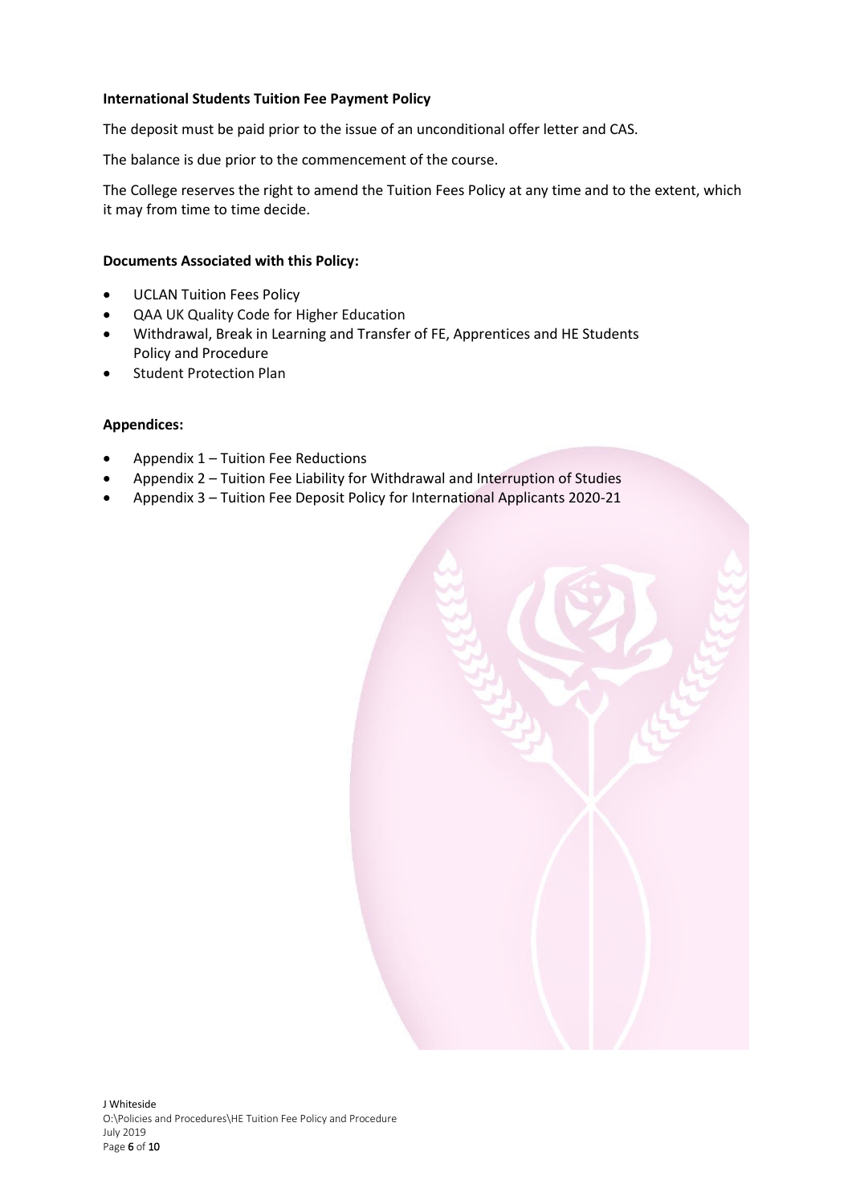**International Students Tuition Fee Payment Policy**

The deposit must be paid prior to the issue of an unconditional offer letter and CAS.

The balance is due prior to the commencement of the course.

The College reserves the right to amend the Tuition Fees Policy at any time and to the extent, which it may from time to time decide.

**Documents Associated with this Policy:**

- UCLAN Tuition Fees Policy
- QAA UK Quality Code for Higher Education
- Withdrawal, Break in Learning and Transfer of FE, Apprentices and HE Students Policy and Procedure
- Student Protection Plan

**Appendices:**

- Appendix 1 – Tuition Fee Reductions
- Appendix 2 – Tuition Fee Liability for Withdrawal and Interruption of Studies
- Appendix 3 – Tuition Fee Deposit Policy for International Applicants 2020-21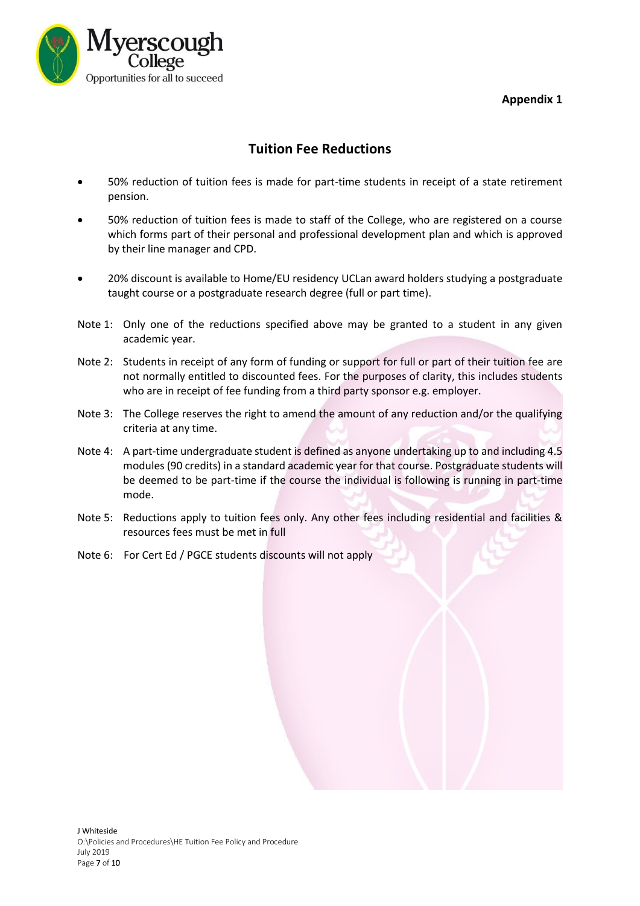**Appendix 1**

## Tuition Fee Reductions

- 50% reduction of tuition fees is made for part-time students in receipt of a state retirement pension.
- 50% reduction of tuition fees is made to staff of the College, who are registered on a course which forms part of their personal and professional development plan and which is approved by their line manager and CPD.
- 20% discount is available to Home/EU residency UCLan award holders studying a postgraduate taught course or a postgraduate research degree (full or part time).

Note 1: Only one of the reductions specified above may be granted to a student in any given academic year.

Note 2: Students in receipt of any form of funding or support for full or part of their tuition fee are not normally entitled to discounted fees. For the purposes of clarity, this includes students who are in receipt of fee funding from a third party sponsor e.g. employer.

Note 3: The College reserves the right to amend the amount of any reduction and/or the qualifying criteria at any time.

Note 4: A part-time undergraduate student is defined as anyone undertaking up to and including 4.5 modules (90 credits) in a standard academic year for that course. Postgraduate students will be deemed to be part-time if the course the individual is following is running in part-time mode.

Note 5: Reductions apply to tuition fees only. Any other fees including residential and facilities & resources fees must be met in full

Note 6: For Cert Ed / PGCE students discounts will not apply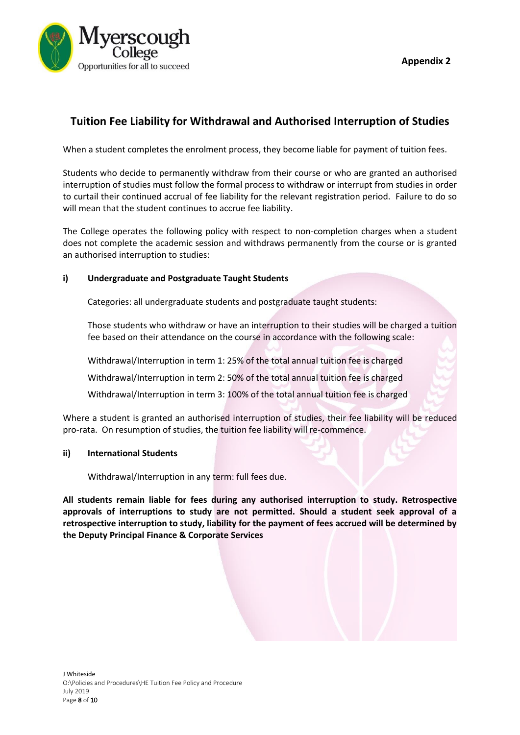Appendix 2

## Tuition Fee Liability for Withdrawal and Authorised Interruption of Studies

When a student completes the enrolment process, they become liable for payment of tuition fees.

Students who decide to permanently withdraw from their course or who are granted an authorised interruption of studies must follow the formal process to withdraw or interrupt from studies in order to curtail their continued accrual of fee liability for the relevant registration period. Failure to do so will mean that the student continues to accrue fee liability.

The College operates the following policy with respect to non-completion charges when a student does not complete the academic session and withdraws permanently from the course or is granted an authorised interruption to studies:

### i) Undergraduate and Postgraduate Taught Students

Categories: all undergraduate students and postgraduate taught students:

Those students who withdraw or have an interruption to their studies will be charged a tuition fee based on their attendance on the course in accordance with the following scale:

Withdrawal/Interruption in term 1: 25% of the total annual tuition fee is charged

Withdrawal/Interruption in term 2: 50% of the total annual tuition fee is charged

Withdrawal/Interruption in term 3: 100% of the total annual tuition fee is charged

Where a student is granted an authorised interruption of studies, their fee liability will be reduced pro-rata. On resumption of studies, the tuition fee liability will re-commence.

### ii) International Students

Withdrawal/Interruption in any term: full fees due.

**All students remain liable for fees during any authorised interruption to study. Retrospective approvals of interruptions to study are not permitted. Should a student seek approval of a retrospective interruption to study, liability for the payment of fees accrued will be determined by the Deputy Principal Finance & Corporate Services**

J Whiteside
O:\Policies and Procedures\HE Tuition Fee Policy and Procedure
July 2019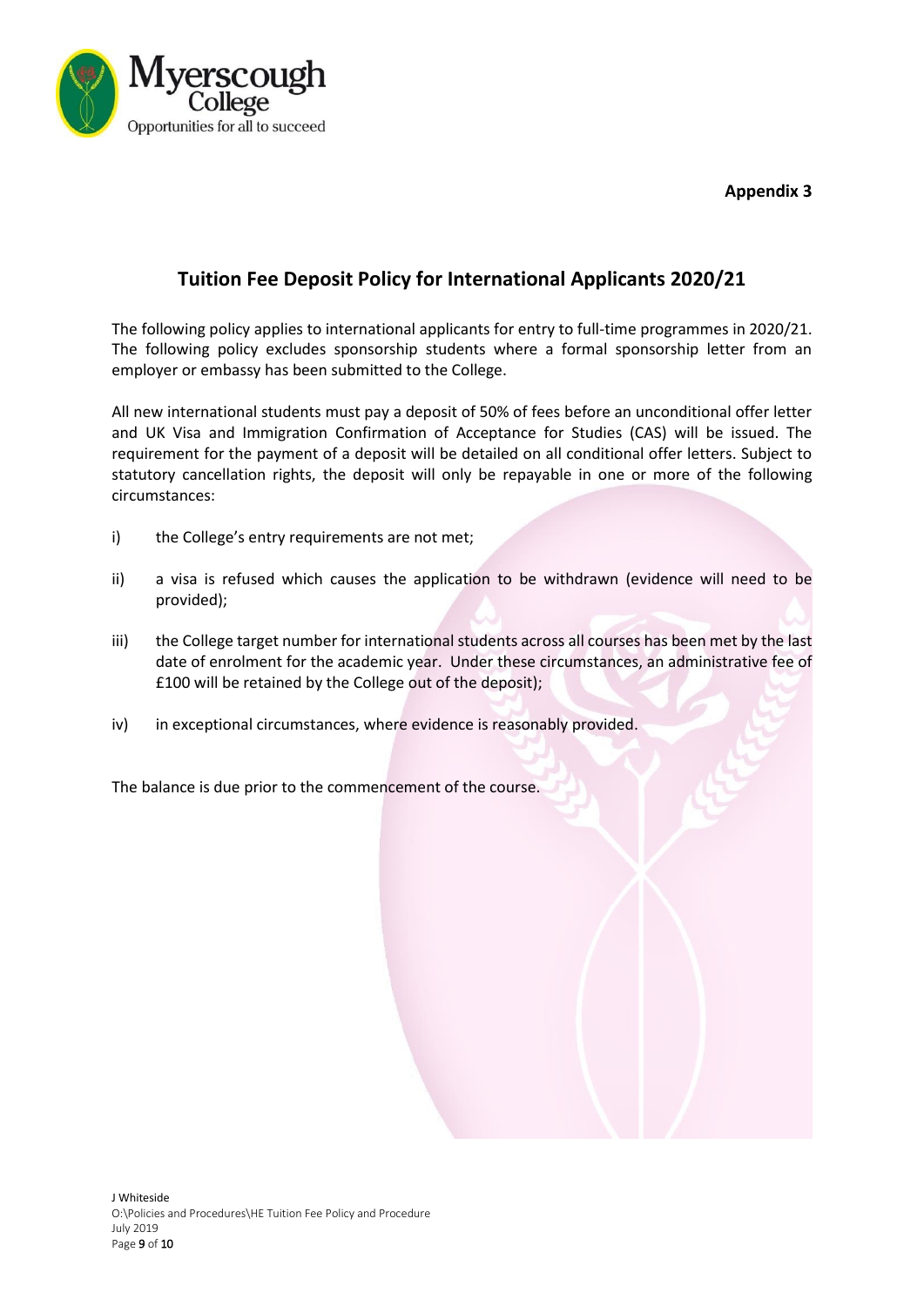**Appendix 3**

## Tuition Fee Deposit Policy for International Applicants 2020/21

The following policy applies to international applicants for entry to full-time programmes in 2020/21. The following policy excludes sponsorship students where a formal sponsorship letter from an employer or embassy has been submitted to the College.

All new international students must pay a deposit of 50% of fees before an unconditional offer letter and UK Visa and Immigration Confirmation of Acceptance for Studies (CAS) will be issued. The requirement for the payment of a deposit will be detailed on all conditional offer letters. Subject to statutory cancellation rights, the deposit will only be repayable in one or more of the following circumstances:

i) the College's entry requirements are not met;

ii) a visa is refused which causes the application to be withdrawn (evidence will need to be provided);

iii) the College target number for international students across all courses has been met by the last date of enrolment for the academic year. Under these circumstances, an administrative fee of £100 will be retained by the College out of the deposit);

iv) in exceptional circumstances, where evidence is reasonably provided.

The balance is due prior to the commencement of the course.

J Whiteside
O:\Policies and Procedures\HE Tuition Fee Policy and Procedure
July 2019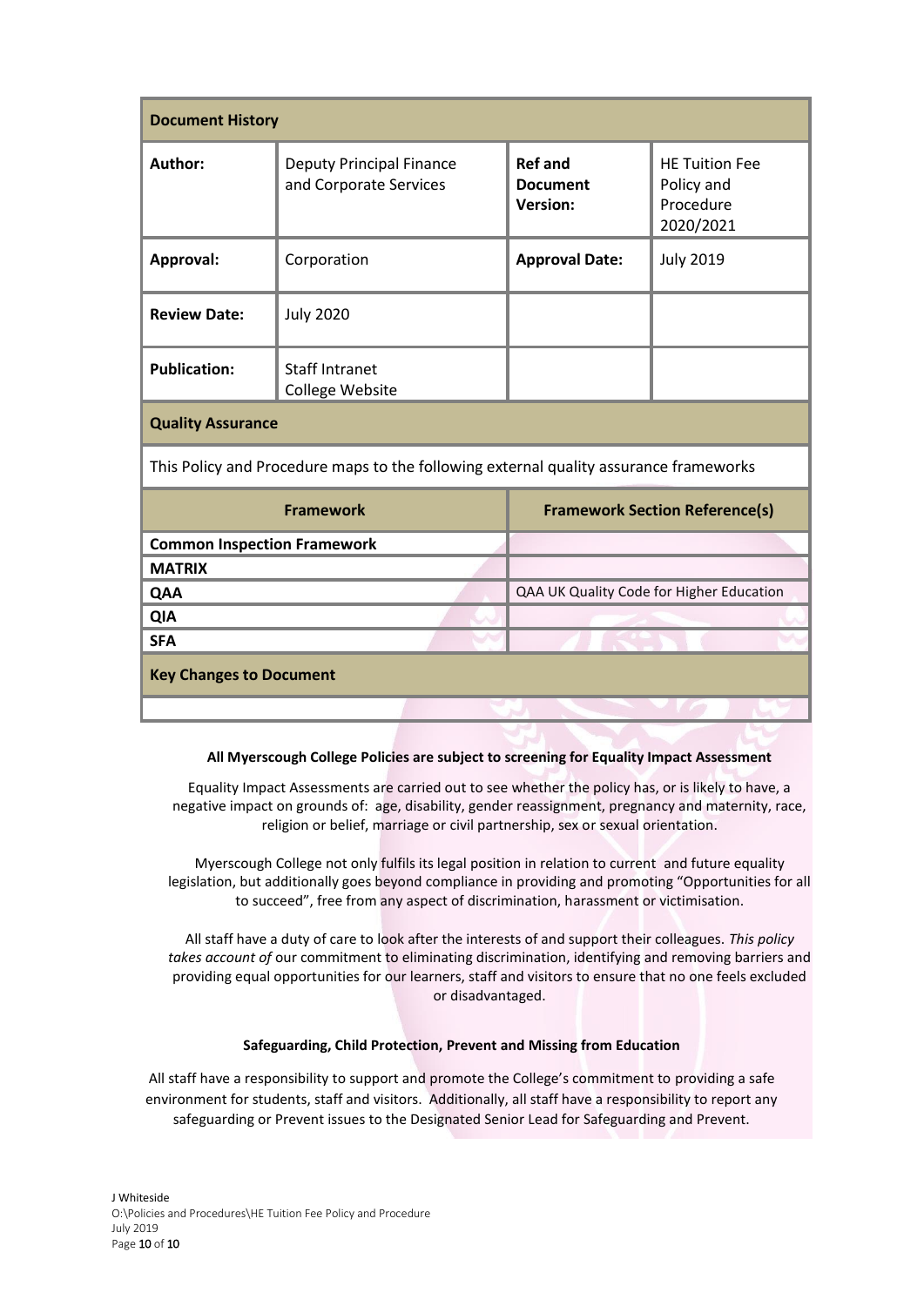| Document History | | | |
|---|---|---|---|
| **Author:** | Deputy Principal Finance and Corporate Services | **Ref and Document Version:** | HE Tuition Fee Policy and Procedure 2020/2021 |
| **Approval:** | Corporation | **Approval Date:** | July 2019 |
| **Review Date:** | July 2020 | | |
| **Publication:** | Staff Intranet<br>College Website | | |

**Quality Assurance**

This Policy and Procedure maps to the following external quality assurance frameworks

| Framework | Framework Section Reference(s) |
|---|---|
| **Common Inspection Framework** | |
| **MATRIX** | |
| **QAA** | QAA UK Quality Code for Higher Education |
| **QIA** | |
| **SFA** | |

**Key Changes to Document**

**All Myerscough College Policies are subject to screening for Equality Impact Assessment**

Equality Impact Assessments are carried out to see whether the policy has, or is likely to have, a negative impact on grounds of: age, disability, gender reassignment, pregnancy and maternity, race, religion or belief, marriage or civil partnership, sex or sexual orientation.

Myerscough College not only fulfils its legal position in relation to current and future equality legislation, but additionally goes beyond compliance in providing and promoting "Opportunities for all to succeed", free from any aspect of discrimination, harassment or victimisation.

All staff have a duty of care to look after the interests of and support their colleagues. *This policy takes account of* our commitment to eliminating discrimination, identifying and removing barriers and providing equal opportunities for our learners, staff and visitors to ensure that no one feels excluded or disadvantaged.

**Safeguarding, Child Protection, Prevent and Missing from Education**

All staff have a responsibility to support and promote the College's commitment to providing a safe environment for students, staff and visitors. Additionally, all staff have a responsibility to report any safeguarding or Prevent issues to the Designated Senior Lead for Safeguarding and Prevent.